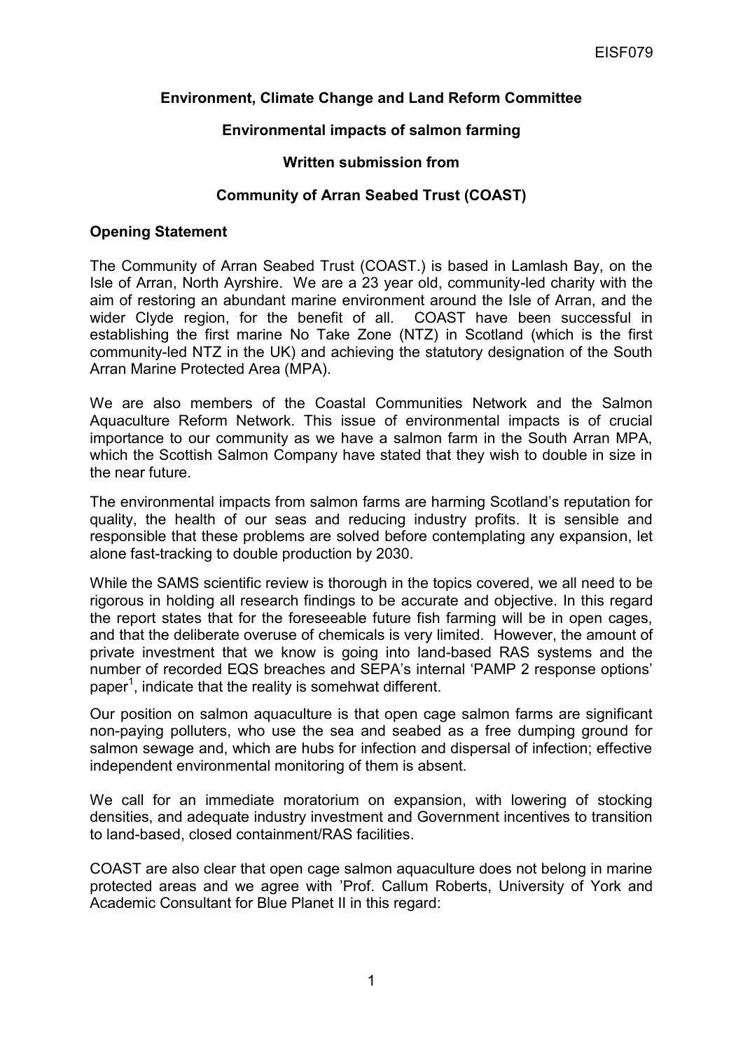EISF079

**Environment, Climate Change and Land Reform Committee**

**Environmental impacts of salmon farming**

**Written submission from**

**Community of Arran Seabed Trust (COAST)**

**Opening Statement**

The Community of Arran Seabed Trust (COAST.) is based in Lamlash Bay, on the Isle of Arran, North Ayrshire. We are a 23 year old, community-led charity with the aim of restoring an abundant marine environment around the Isle of Arran, and the wider Clyde region, for the benefit of all. COAST have been successful in establishing the first marine No Take Zone (NTZ) in Scotland (which is the first community-led NTZ in the UK) and achieving the statutory designation of the South Arran Marine Protected Area (MPA).

We are also members of the Coastal Communities Network and the Salmon Aquaculture Reform Network. This issue of environmental impacts is of crucial importance to our community as we have a salmon farm in the South Arran MPA, which the Scottish Salmon Company have stated that they wish to double in size in the near future.

The environmental impacts from salmon farms are harming Scotland's reputation for quality, the health of our seas and reducing industry profits. It is sensible and responsible that these problems are solved before contemplating any expansion, let alone fast-tracking to double production by 2030.

While the SAMS scientific review is thorough in the topics covered, we all need to be rigorous in holding all research findings to be accurate and objective. In this regard the report states that for the foreseeable future fish farming will be in open cages, and that the deliberate overuse of chemicals is very limited. However, the amount of private investment that we know is going into land-based RAS systems and the number of recorded EQS breaches and SEPA's internal 'PAMP 2 response options' paper[1], indicate that the reality is somehwat different.

Our position on salmon aquaculture is that open cage salmon farms are significant non-paying polluters, who use the sea and seabed as a free dumping ground for salmon sewage and, which are hubs for infection and dispersal of infection; effective independent environmental monitoring of them is absent.

We call for an immediate moratorium on expansion, with lowering of stocking densities, and adequate industry investment and Government incentives to transition to land-based, closed containment/RAS facilities.

COAST are also clear that open cage salmon aquaculture does not belong in marine protected areas and we agree with 'Prof. Callum Roberts, University of York and Academic Consultant for Blue Planet II in this regard: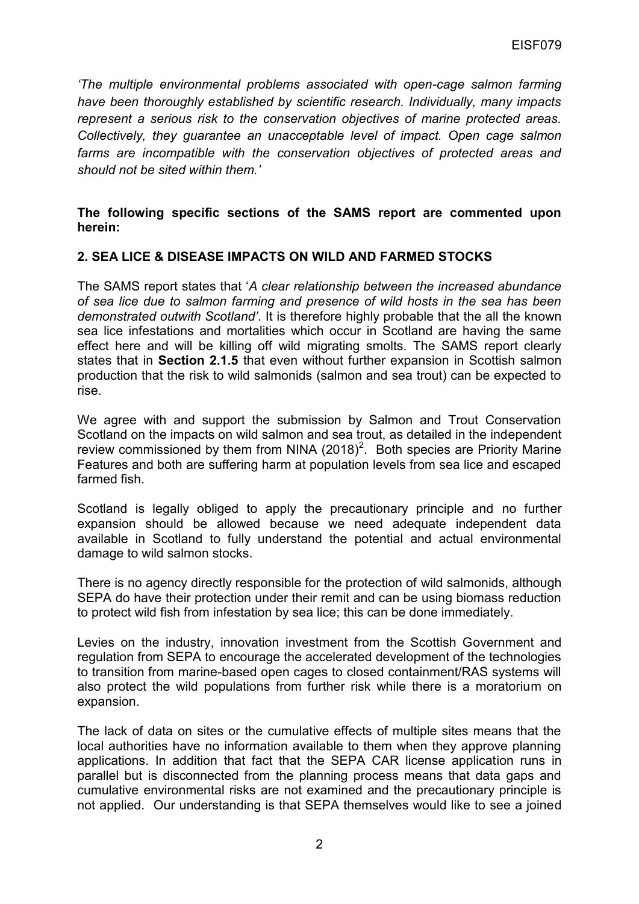*'The multiple environmental problems associated with open-cage salmon farming have been thoroughly established by scientific research. Individually, many impacts represent a serious risk to the conservation objectives of marine protected areas. Collectively, they guarantee an unacceptable level of impact. Open cage salmon farms are incompatible with the conservation objectives of protected areas and should not be sited within them.'*

**The following specific sections of the SAMS report are commented upon herein:**

## 2. SEA LICE & DISEASE IMPACTS ON WILD AND FARMED STOCKS

The SAMS report states that '*A clear relationship between the increased abundance of sea lice due to salmon farming and presence of wild hosts in the sea has been demonstrated outwith Scotland'*. It is therefore highly probable that the all the known sea lice infestations and mortalities which occur in Scotland are having the same effect here and will be killing off wild migrating smolts. The SAMS report clearly states that in **Section 2.1.5** that even without further expansion in Scottish salmon production that the risk to wild salmonids (salmon and sea trout) can be expected to rise.

We agree with and support the submission by Salmon and Trout Conservation Scotland on the impacts on wild salmon and sea trout, as detailed in the independent review commissioned by them from NINA (2018)[2]. Both species are Priority Marine Features and both are suffering harm at population levels from sea lice and escaped farmed fish.

Scotland is legally obliged to apply the precautionary principle and no further expansion should be allowed because we need adequate independent data available in Scotland to fully understand the potential and actual environmental damage to wild salmon stocks.

There is no agency directly responsible for the protection of wild salmonids, although SEPA do have their protection under their remit and can be using biomass reduction to protect wild fish from infestation by sea lice; this can be done immediately.

Levies on the industry, innovation investment from the Scottish Government and regulation from SEPA to encourage the accelerated development of the technologies to transition from marine-based open cages to closed containment/RAS systems will also protect the wild populations from further risk while there is a moratorium on expansion.

The lack of data on sites or the cumulative effects of multiple sites means that the local authorities have no information available to them when they approve planning applications. In addition that fact that the SEPA CAR license application runs in parallel but is disconnected from the planning process means that data gaps and cumulative environmental risks are not examined and the precautionary principle is not applied. Our understanding is that SEPA themselves would like to see a joined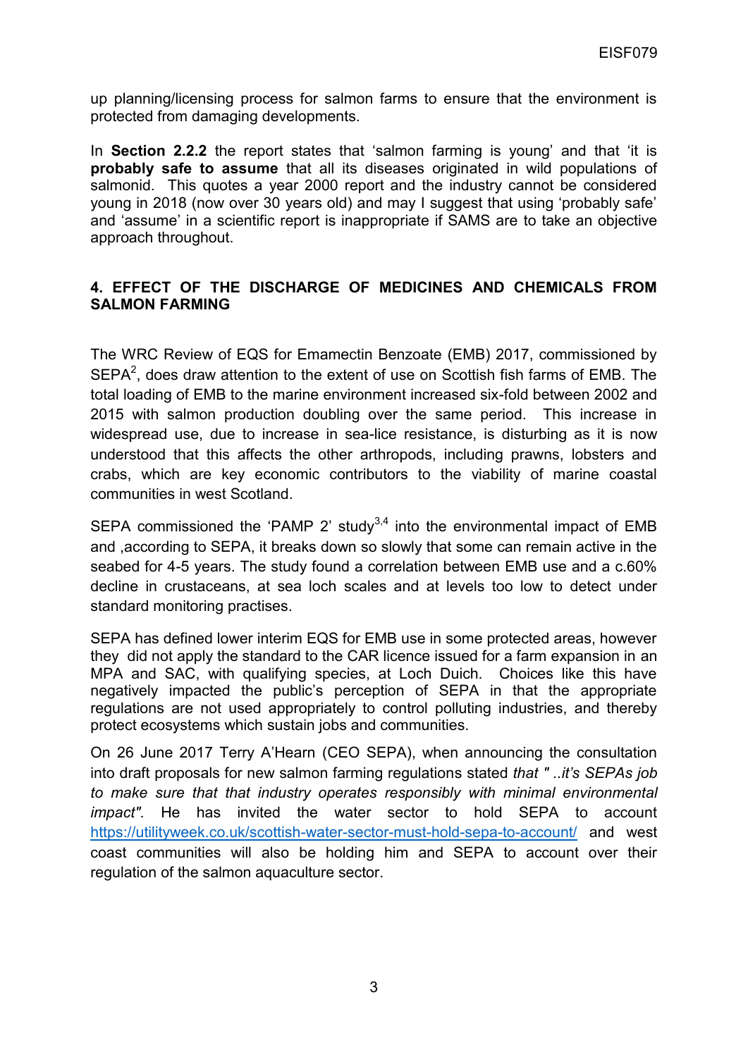up planning/licensing process for salmon farms to ensure that the environment is protected from damaging developments.

In **Section 2.2.2** the report states that 'salmon farming is young' and that 'it is **probably safe to assume** that all its diseases originated in wild populations of salmonid. This quotes a year 2000 report and the industry cannot be considered young in 2018 (now over 30 years old) and may I suggest that using 'probably safe' and 'assume' in a scientific report is inappropriate if SAMS are to take an objective approach throughout.

## 4. EFFECT OF THE DISCHARGE OF MEDICINES AND CHEMICALS FROM SALMON FARMING

The WRC Review of EQS for Emamectin Benzoate (EMB) 2017, commissioned by SEPA[2], does draw attention to the extent of use on Scottish fish farms of EMB. The total loading of EMB to the marine environment increased six-fold between 2002 and 2015 with salmon production doubling over the same period. This increase in widespread use, due to increase in sea-lice resistance, is disturbing as it is now understood that this affects the other arthropods, including prawns, lobsters and crabs, which are key economic contributors to the viability of marine coastal communities in west Scotland.

SEPA commissioned the 'PAMP 2' study[3,4] into the environmental impact of EMB and ,according to SEPA, it breaks down so slowly that some can remain active in the seabed for 4-5 years. The study found a correlation between EMB use and a c.60% decline in crustaceans, at sea loch scales and at levels too low to detect under standard monitoring practises.

SEPA has defined lower interim EQS for EMB use in some protected areas, however they did not apply the standard to the CAR licence issued for a farm expansion in an MPA and SAC, with qualifying species, at Loch Duich. Choices like this have negatively impacted the public's perception of SEPA in that the appropriate regulations are not used appropriately to control polluting industries, and thereby protect ecosystems which sustain jobs and communities.

On 26 June 2017 Terry A'Hearn (CEO SEPA), when announcing the consultation into draft proposals for new salmon farming regulations stated *that " ..it's SEPAs job to make sure that that industry operates responsibly with minimal environmental impact".* He has invited the water sector to hold SEPA to account https://utilityweek.co.uk/scottish-water-sector-must-hold-sepa-to-account/ and west coast communities will also be holding him and SEPA to account over their regulation of the salmon aquaculture sector.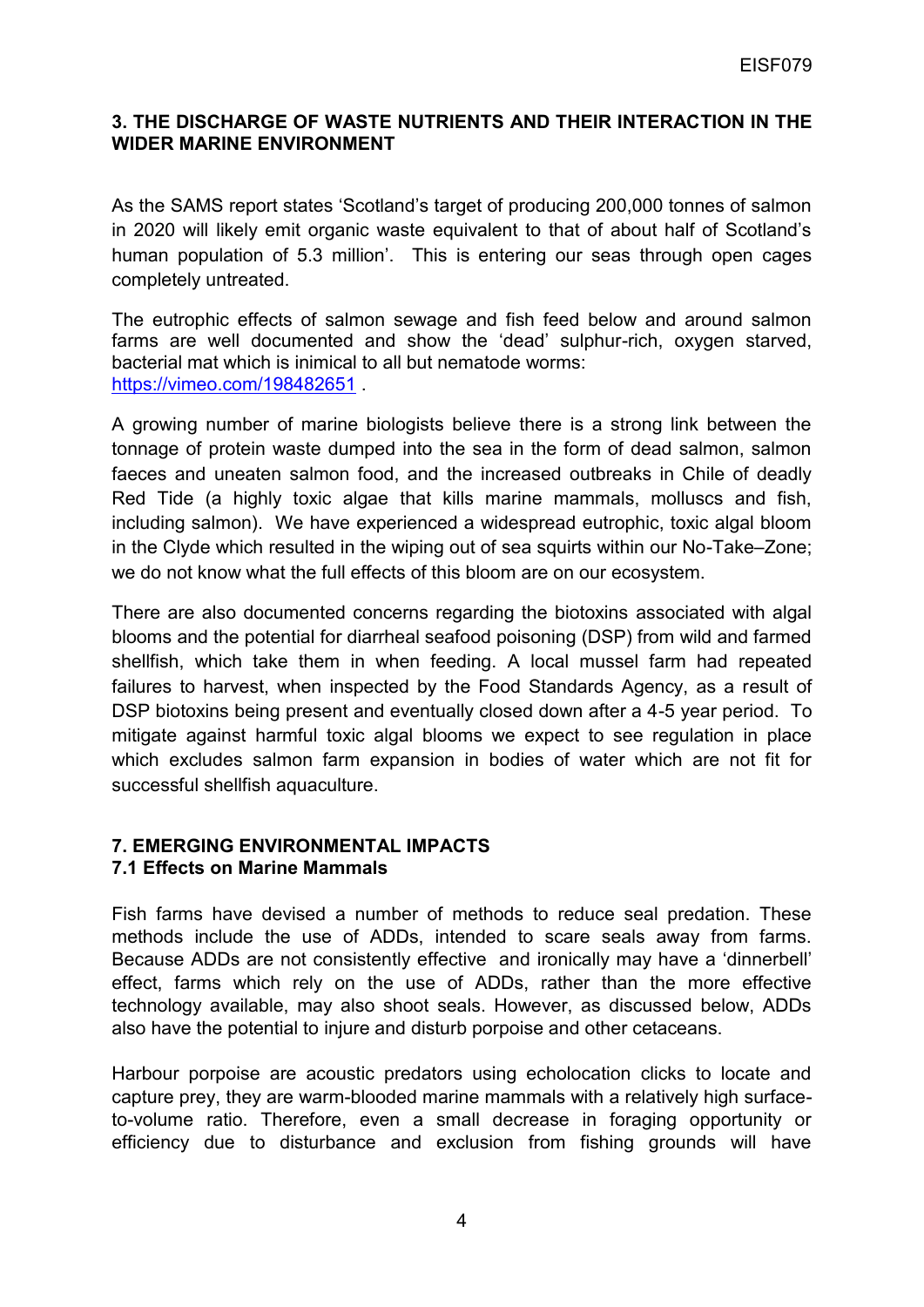## 3. THE DISCHARGE OF WASTE NUTRIENTS AND THEIR INTERACTION IN THE WIDER MARINE ENVIRONMENT

As the SAMS report states 'Scotland's target of producing 200,000 tonnes of salmon in 2020 will likely emit organic waste equivalent to that of about half of Scotland's human population of 5.3 million'. This is entering our seas through open cages completely untreated.

The eutrophic effects of salmon sewage and fish feed below and around salmon farms are well documented and show the 'dead' sulphur-rich, oxygen starved, bacterial mat which is inimical to all but nematode worms: https://vimeo.com/198482651 .

A growing number of marine biologists believe there is a strong link between the tonnage of protein waste dumped into the sea in the form of dead salmon, salmon faeces and uneaten salmon food, and the increased outbreaks in Chile of deadly Red Tide (a highly toxic algae that kills marine mammals, molluscs and fish, including salmon). We have experienced a widespread eutrophic, toxic algal bloom in the Clyde which resulted in the wiping out of sea squirts within our No-Take–Zone; we do not know what the full effects of this bloom are on our ecosystem.

There are also documented concerns regarding the biotoxins associated with algal blooms and the potential for diarrheal seafood poisoning (DSP) from wild and farmed shellfish, which take them in when feeding. A local mussel farm had repeated failures to harvest, when inspected by the Food Standards Agency, as a result of DSP biotoxins being present and eventually closed down after a 4-5 year period. To mitigate against harmful toxic algal blooms we expect to see regulation in place which excludes salmon farm expansion in bodies of water which are not fit for successful shellfish aquaculture.

## 7. EMERGING ENVIRONMENTAL IMPACTS

### 7.1 Effects on Marine Mammals

Fish farms have devised a number of methods to reduce seal predation. These methods include the use of ADDs, intended to scare seals away from farms. Because ADDs are not consistently effective and ironically may have a 'dinnerbell' effect, farms which rely on the use of ADDs, rather than the more effective technology available, may also shoot seals. However, as discussed below, ADDs also have the potential to injure and disturb porpoise and other cetaceans.

Harbour porpoise are acoustic predators using echolocation clicks to locate and capture prey, they are warm-blooded marine mammals with a relatively high surface-to-volume ratio. Therefore, even a small decrease in foraging opportunity or efficiency due to disturbance and exclusion from fishing grounds will have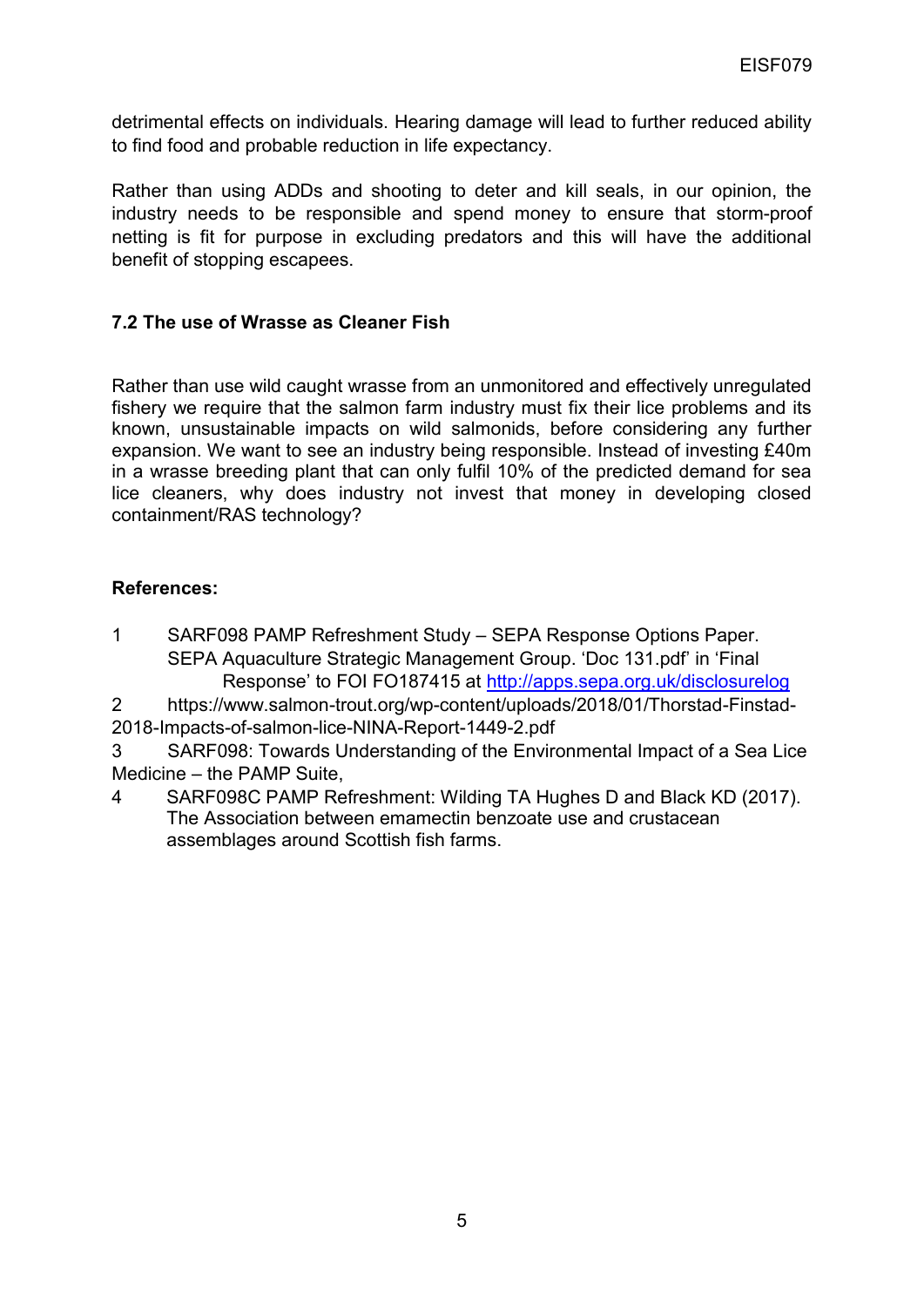detrimental effects on individuals. Hearing damage will lead to further reduced ability to find food and probable reduction in life expectancy.

Rather than using ADDs and shooting to deter and kill seals, in our opinion, the industry needs to be responsible and spend money to ensure that storm-proof netting is fit for purpose in excluding predators and this will have the additional benefit of stopping escapees.

### 7.2 The use of Wrasse as Cleaner Fish

Rather than use wild caught wrasse from an unmonitored and effectively unregulated fishery we require that the salmon farm industry must fix their lice problems and its known, unsustainable impacts on wild salmonids, before considering any further expansion. We want to see an industry being responsible. Instead of investing £40m in a wrasse breeding plant that can only fulfil 10% of the predicted demand for sea lice cleaners, why does industry not invest that money in developing closed containment/RAS technology?

**References:**

1. SARF098 PAMP Refreshment Study – SEPA Response Options Paper. SEPA Aquaculture Strategic Management Group. 'Doc 131.pdf' in 'Final Response' to FOI FO187415 at http://apps.sepa.org.uk/disclosurelog
2. https://www.salmon-trout.org/wp-content/uploads/2018/01/Thorstad-Finstad-2018-Impacts-of-salmon-lice-NINA-Report-1449-2.pdf
3. SARF098: Towards Understanding of the Environmental Impact of a Sea Lice Medicine – the PAMP Suite,
4. SARF098C PAMP Refreshment: Wilding TA Hughes D and Black KD (2017). The Association between emamectin benzoate use and crustacean assemblages around Scottish fish farms.